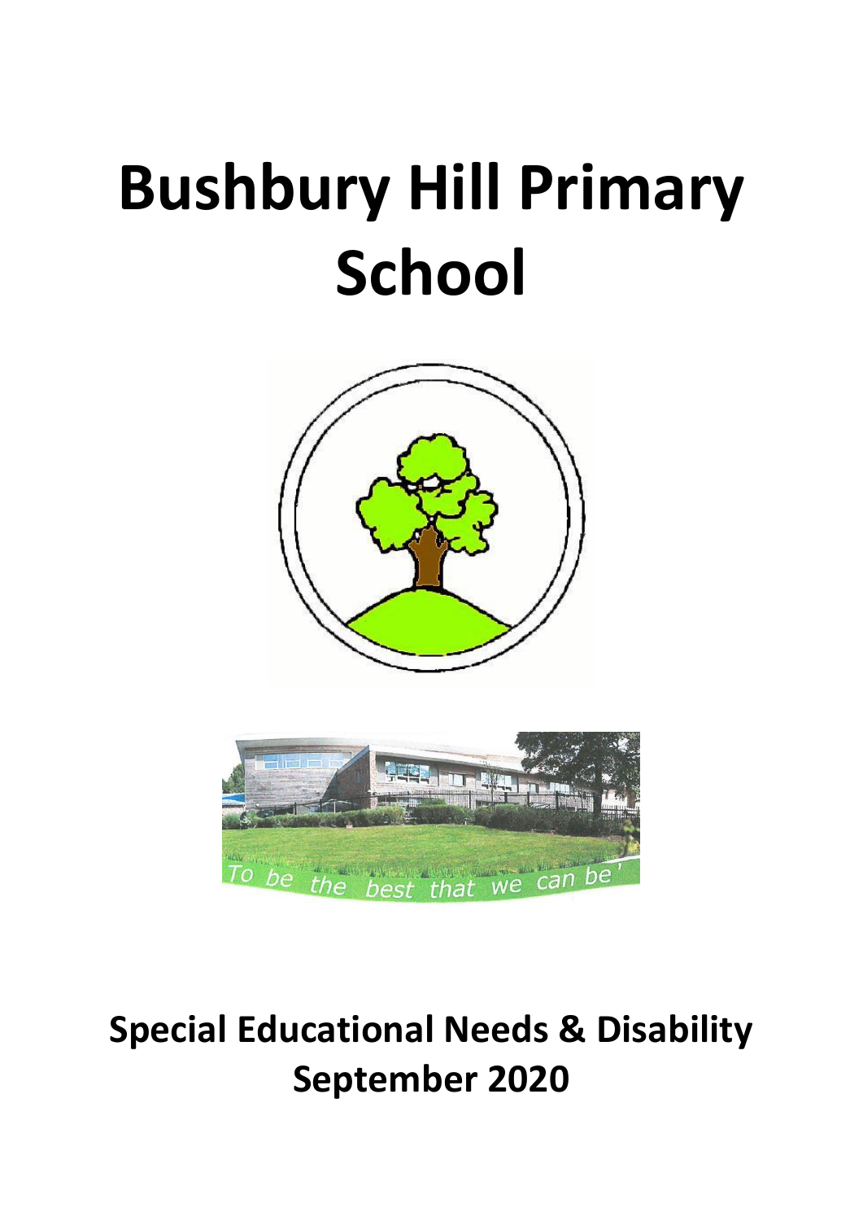# Bushbury Hill Primary School

'To be the best that we can be'

## Special Educational Needs & Disability September 2020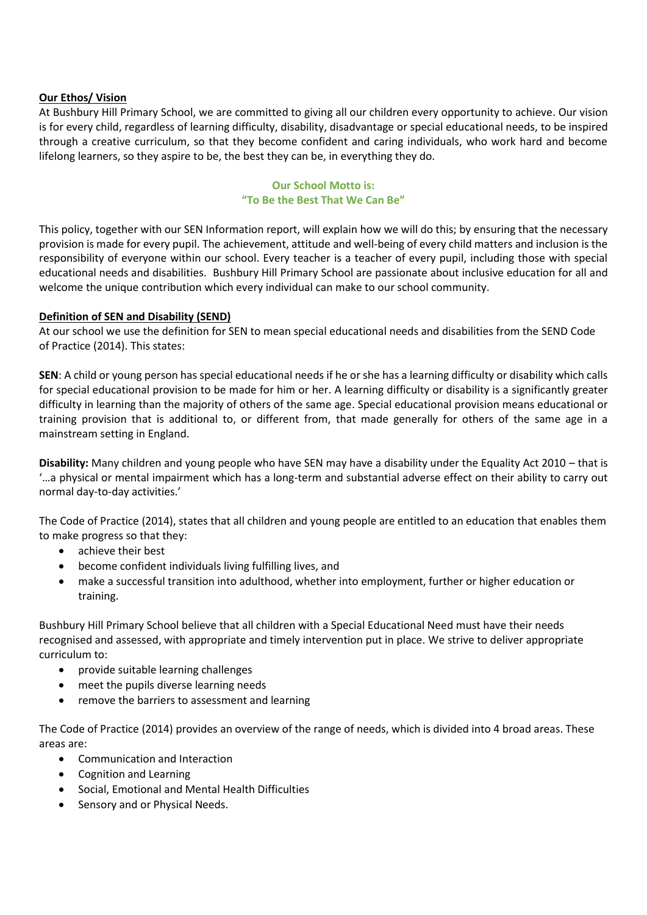## Our Ethos/ Vision

At Bushbury Hill Primary School, we are committed to giving all our children every opportunity to achieve. Our vision is for every child, regardless of learning difficulty, disability, disadvantage or special educational needs, to be inspired through a creative curriculum, so that they become confident and caring individuals, who work hard and become lifelong learners, so they aspire to be, the best they can be, in everything they do.

**Our School Motto is:**
**"To Be the Best That We Can Be"**

This policy, together with our SEN Information report, will explain how we will do this; by ensuring that the necessary provision is made for every pupil. The achievement, attitude and well-being of every child matters and inclusion is the responsibility of everyone within our school. Every teacher is a teacher of every pupil, including those with special educational needs and disabilities. Bushbury Hill Primary School are passionate about inclusive education for all and welcome the unique contribution which every individual can make to our school community.

## Definition of SEN and Disability (SEND)

At our school we use the definition for SEN to mean special educational needs and disabilities from the SEND Code of Practice (2014). This states:

**SEN**: A child or young person has special educational needs if he or she has a learning difficulty or disability which calls for special educational provision to be made for him or her. A learning difficulty or disability is a significantly greater difficulty in learning than the majority of others of the same age. Special educational provision means educational or training provision that is additional to, or different from, that made generally for others of the same age in a mainstream setting in England.

**Disability:** Many children and young people who have SEN may have a disability under the Equality Act 2010 – that is '…a physical or mental impairment which has a long-term and substantial adverse effect on their ability to carry out normal day-to-day activities.'

The Code of Practice (2014), states that all children and young people are entitled to an education that enables them to make progress so that they:

- achieve their best
- become confident individuals living fulfilling lives, and
- make a successful transition into adulthood, whether into employment, further or higher education or training.

Bushbury Hill Primary School believe that all children with a Special Educational Need must have their needs recognised and assessed, with appropriate and timely intervention put in place. We strive to deliver appropriate curriculum to:

- provide suitable learning challenges
- meet the pupils diverse learning needs
- remove the barriers to assessment and learning

The Code of Practice (2014) provides an overview of the range of needs, which is divided into 4 broad areas. These areas are:

- Communication and Interaction
- Cognition and Learning
- Social, Emotional and Mental Health Difficulties
- Sensory and or Physical Needs.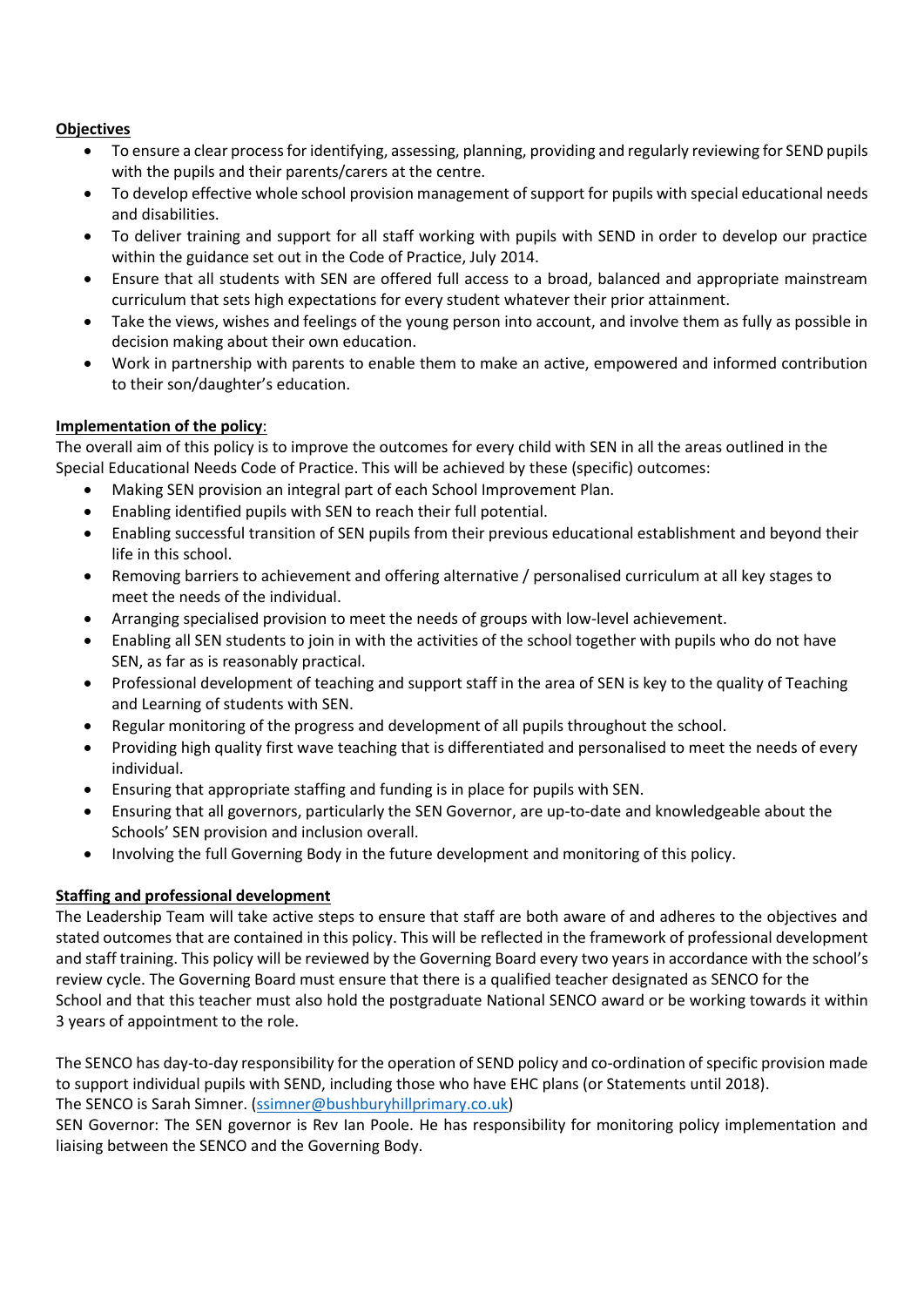**Objectives**

- To ensure a clear process for identifying, assessing, planning, providing and regularly reviewing for SEND pupils with the pupils and their parents/carers at the centre.
- To develop effective whole school provision management of support for pupils with special educational needs and disabilities.
- To deliver training and support for all staff working with pupils with SEND in order to develop our practice within the guidance set out in the Code of Practice, July 2014.
- Ensure that all students with SEN are offered full access to a broad, balanced and appropriate mainstream curriculum that sets high expectations for every student whatever their prior attainment.
- Take the views, wishes and feelings of the young person into account, and involve them as fully as possible in decision making about their own education.
- Work in partnership with parents to enable them to make an active, empowered and informed contribution to their son/daughter's education.

**Implementation of the policy**:

The overall aim of this policy is to improve the outcomes for every child with SEN in all the areas outlined in the Special Educational Needs Code of Practice. This will be achieved by these (specific) outcomes:

- Making SEN provision an integral part of each School Improvement Plan.
- Enabling identified pupils with SEN to reach their full potential.
- Enabling successful transition of SEN pupils from their previous educational establishment and beyond their life in this school.
- Removing barriers to achievement and offering alternative / personalised curriculum at all key stages to meet the needs of the individual.
- Arranging specialised provision to meet the needs of groups with low-level achievement.
- Enabling all SEN students to join in with the activities of the school together with pupils who do not have SEN, as far as is reasonably practical.
- Professional development of teaching and support staff in the area of SEN is key to the quality of Teaching and Learning of students with SEN.
- Regular monitoring of the progress and development of all pupils throughout the school.
- Providing high quality first wave teaching that is differentiated and personalised to meet the needs of every individual.
- Ensuring that appropriate staffing and funding is in place for pupils with SEN.
- Ensuring that all governors, particularly the SEN Governor, are up-to-date and knowledgeable about the Schools' SEN provision and inclusion overall.
- Involving the full Governing Body in the future development and monitoring of this policy.

**Staffing and professional development**

The Leadership Team will take active steps to ensure that staff are both aware of and adheres to the objectives and stated outcomes that are contained in this policy. This will be reflected in the framework of professional development and staff training. This policy will be reviewed by the Governing Board every two years in accordance with the school's review cycle. The Governing Board must ensure that there is a qualified teacher designated as SENCO for the School and that this teacher must also hold the postgraduate National SENCO award or be working towards it within 3 years of appointment to the role.

The SENCO has day-to-day responsibility for the operation of SEND policy and co-ordination of specific provision made to support individual pupils with SEND, including those who have EHC plans (or Statements until 2018).
The SENCO is Sarah Simner. (ssimner@bushburyhillprimary.co.uk)
SEN Governor: The SEN governor is Rev Ian Poole. He has responsibility for monitoring policy implementation and liaising between the SENCO and the Governing Body.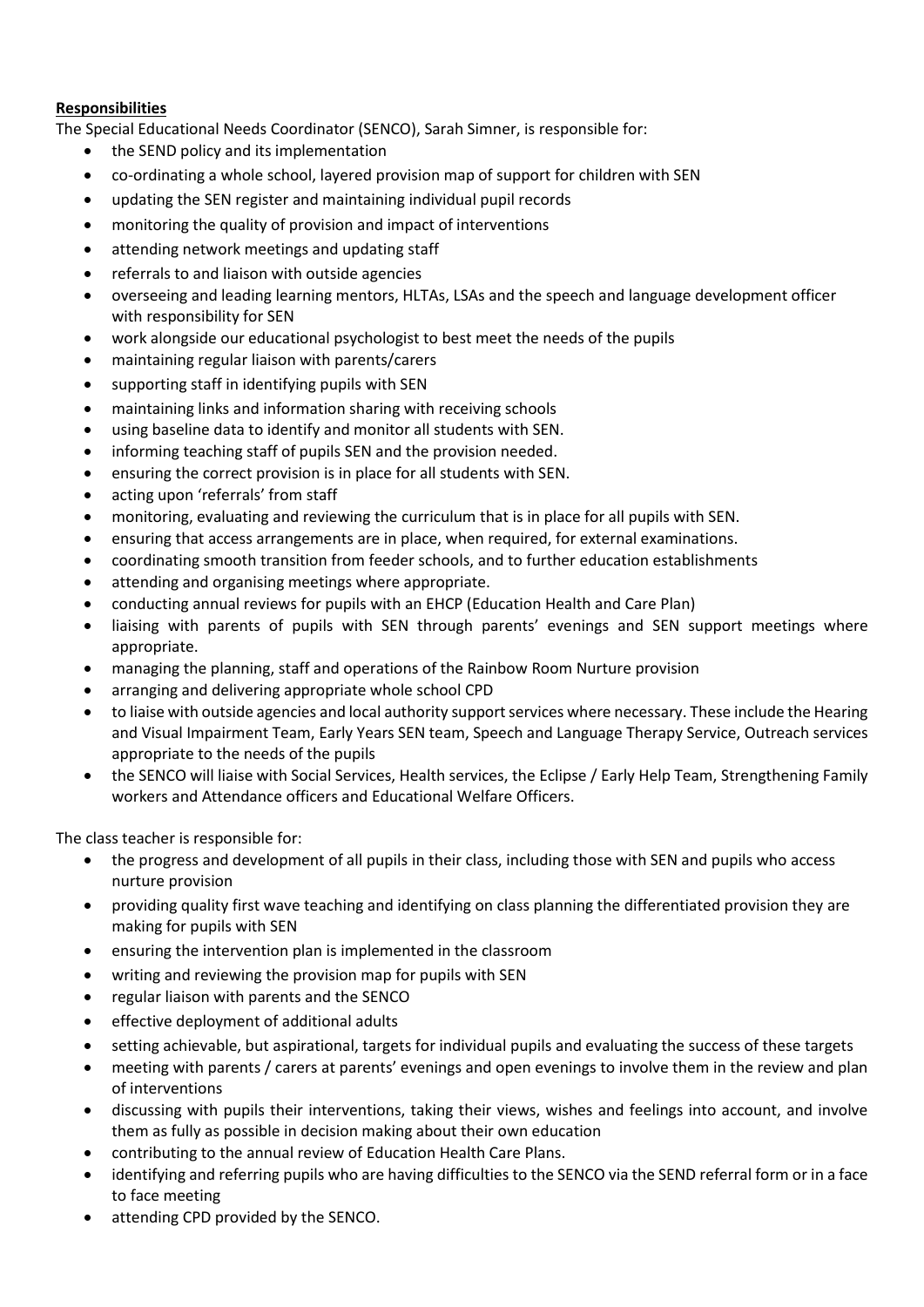**Responsibilities**

The Special Educational Needs Coordinator (SENCO), Sarah Simner, is responsible for:

- the SEND policy and its implementation
- co-ordinating a whole school, layered provision map of support for children with SEN
- updating the SEN register and maintaining individual pupil records
- monitoring the quality of provision and impact of interventions
- attending network meetings and updating staff
- referrals to and liaison with outside agencies
- overseeing and leading learning mentors, HLTAs, LSAs and the speech and language development officer with responsibility for SEN
- work alongside our educational psychologist to best meet the needs of the pupils
- maintaining regular liaison with parents/carers
- supporting staff in identifying pupils with SEN
- maintaining links and information sharing with receiving schools
- using baseline data to identify and monitor all students with SEN.
- informing teaching staff of pupils SEN and the provision needed.
- ensuring the correct provision is in place for all students with SEN.
- acting upon 'referrals' from staff
- monitoring, evaluating and reviewing the curriculum that is in place for all pupils with SEN.
- ensuring that access arrangements are in place, when required, for external examinations.
- coordinating smooth transition from feeder schools, and to further education establishments
- attending and organising meetings where appropriate.
- conducting annual reviews for pupils with an EHCP (Education Health and Care Plan)
- liaising with parents of pupils with SEN through parents' evenings and SEN support meetings where appropriate.
- managing the planning, staff and operations of the Rainbow Room Nurture provision
- arranging and delivering appropriate whole school CPD
- to liaise with outside agencies and local authority support services where necessary. These include the Hearing and Visual Impairment Team, Early Years SEN team, Speech and Language Therapy Service, Outreach services appropriate to the needs of the pupils
- the SENCO will liaise with Social Services, Health services, the Eclipse / Early Help Team, Strengthening Family workers and Attendance officers and Educational Welfare Officers.

The class teacher is responsible for:

- the progress and development of all pupils in their class, including those with SEN and pupils who access nurture provision
- providing quality first wave teaching and identifying on class planning the differentiated provision they are making for pupils with SEN
- ensuring the intervention plan is implemented in the classroom
- writing and reviewing the provision map for pupils with SEN
- regular liaison with parents and the SENCO
- effective deployment of additional adults
- setting achievable, but aspirational, targets for individual pupils and evaluating the success of these targets
- meeting with parents / carers at parents' evenings and open evenings to involve them in the review and plan of interventions
- discussing with pupils their interventions, taking their views, wishes and feelings into account, and involve them as fully as possible in decision making about their own education
- contributing to the annual review of Education Health Care Plans.
- identifying and referring pupils who are having difficulties to the SENCO via the SEND referral form or in a face to face meeting
- attending CPD provided by the SENCO.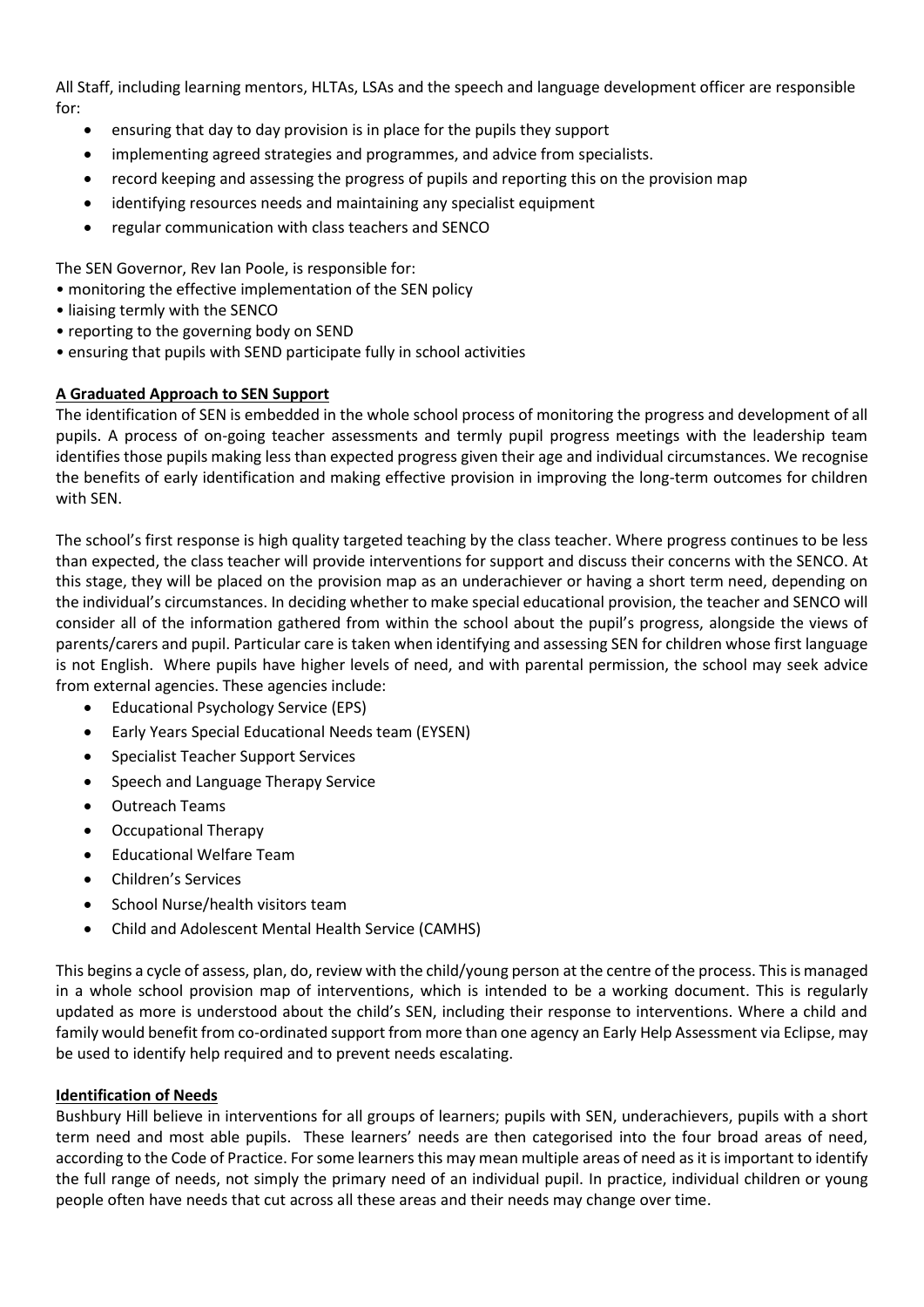All Staff, including learning mentors, HLTAs, LSAs and the speech and language development officer are responsible for:

- ensuring that day to day provision is in place for the pupils they support
- implementing agreed strategies and programmes, and advice from specialists.
- record keeping and assessing the progress of pupils and reporting this on the provision map
- identifying resources needs and maintaining any specialist equipment
- regular communication with class teachers and SENCO

The SEN Governor, Rev Ian Poole, is responsible for:

- monitoring the effective implementation of the SEN policy
- liaising termly with the SENCO
- reporting to the governing body on SEND
- ensuring that pupils with SEND participate fully in school activities

## A Graduated Approach to SEN Support

The identification of SEN is embedded in the whole school process of monitoring the progress and development of all pupils. A process of on-going teacher assessments and termly pupil progress meetings with the leadership team identifies those pupils making less than expected progress given their age and individual circumstances. We recognise the benefits of early identification and making effective provision in improving the long-term outcomes for children with SEN.

The school's first response is high quality targeted teaching by the class teacher. Where progress continues to be less than expected, the class teacher will provide interventions for support and discuss their concerns with the SENCO. At this stage, they will be placed on the provision map as an underachiever or having a short term need, depending on the individual's circumstances. In deciding whether to make special educational provision, the teacher and SENCO will consider all of the information gathered from within the school about the pupil's progress, alongside the views of parents/carers and pupil. Particular care is taken when identifying and assessing SEN for children whose first language is not English. Where pupils have higher levels of need, and with parental permission, the school may seek advice from external agencies. These agencies include:

- Educational Psychology Service (EPS)
- Early Years Special Educational Needs team (EYSEN)
- Specialist Teacher Support Services
- Speech and Language Therapy Service
- Outreach Teams
- Occupational Therapy
- Educational Welfare Team
- Children's Services
- School Nurse/health visitors team
- Child and Adolescent Mental Health Service (CAMHS)

This begins a cycle of assess, plan, do, review with the child/young person at the centre of the process. This is managed in a whole school provision map of interventions, which is intended to be a working document. This is regularly updated as more is understood about the child's SEN, including their response to interventions. Where a child and family would benefit from co-ordinated support from more than one agency an Early Help Assessment via Eclipse, may be used to identify help required and to prevent needs escalating.

## Identification of Needs

Bushbury Hill believe in interventions for all groups of learners; pupils with SEN, underachievers, pupils with a short term need and most able pupils. These learners' needs are then categorised into the four broad areas of need, according to the Code of Practice. For some learners this may mean multiple areas of need as it is important to identify the full range of needs, not simply the primary need of an individual pupil. In practice, individual children or young people often have needs that cut across all these areas and their needs may change over time.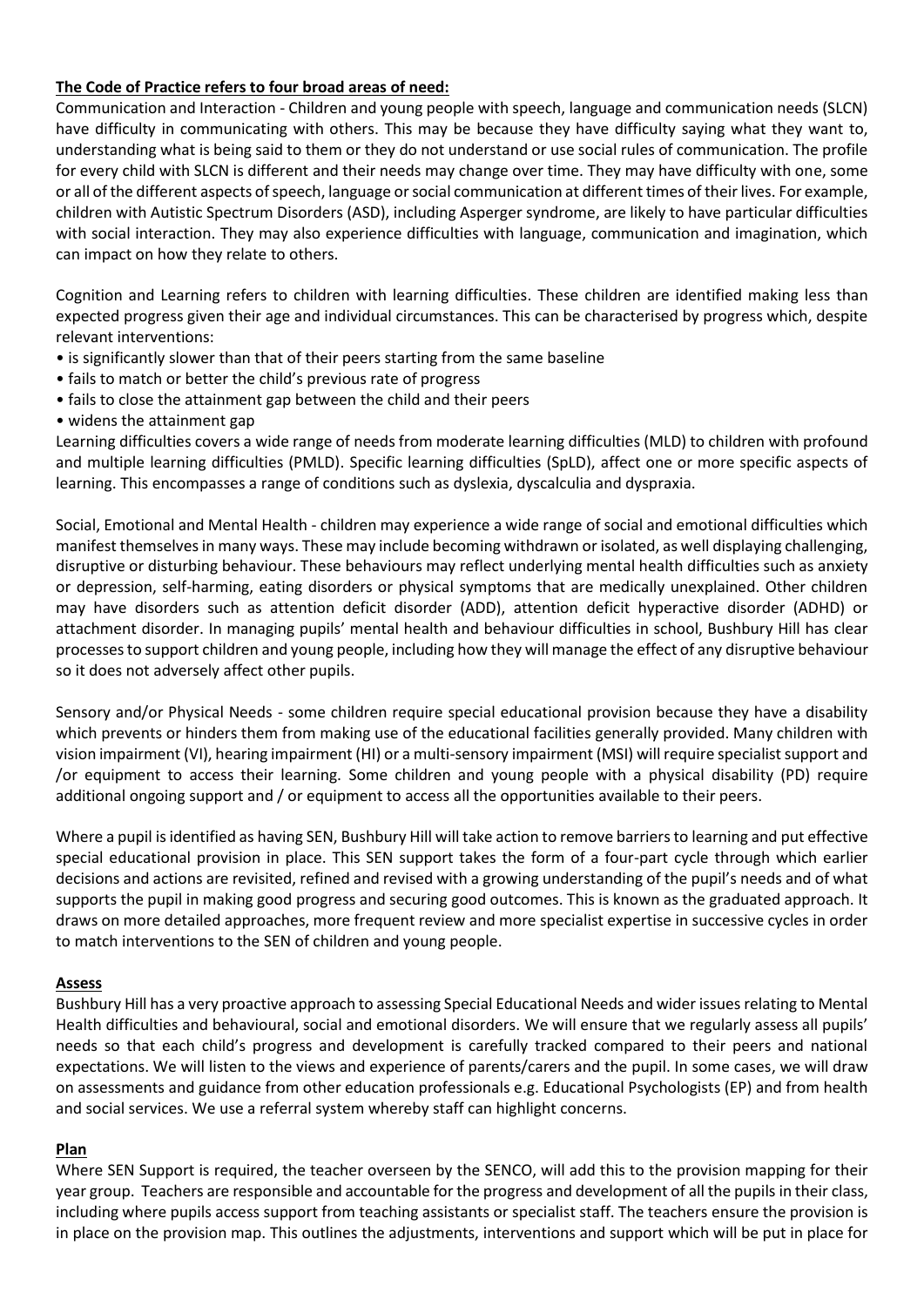**The Code of Practice refers to four broad areas of need:**

Communication and Interaction - Children and young people with speech, language and communication needs (SLCN) have difficulty in communicating with others. This may be because they have difficulty saying what they want to, understanding what is being said to them or they do not understand or use social rules of communication. The profile for every child with SLCN is different and their needs may change over time. They may have difficulty with one, some or all of the different aspects of speech, language or social communication at different times of their lives. For example, children with Autistic Spectrum Disorders (ASD), including Asperger syndrome, are likely to have particular difficulties with social interaction. They may also experience difficulties with language, communication and imagination, which can impact on how they relate to others.

Cognition and Learning refers to children with learning difficulties. These children are identified making less than expected progress given their age and individual circumstances. This can be characterised by progress which, despite relevant interventions:

- is significantly slower than that of their peers starting from the same baseline
- fails to match or better the child's previous rate of progress
- fails to close the attainment gap between the child and their peers
- widens the attainment gap

Learning difficulties covers a wide range of needs from moderate learning difficulties (MLD) to children with profound and multiple learning difficulties (PMLD). Specific learning difficulties (SpLD), affect one or more specific aspects of learning. This encompasses a range of conditions such as dyslexia, dyscalculia and dyspraxia.

Social, Emotional and Mental Health - children may experience a wide range of social and emotional difficulties which manifest themselves in many ways. These may include becoming withdrawn or isolated, as well displaying challenging, disruptive or disturbing behaviour. These behaviours may reflect underlying mental health difficulties such as anxiety or depression, self-harming, eating disorders or physical symptoms that are medically unexplained. Other children may have disorders such as attention deficit disorder (ADD), attention deficit hyperactive disorder (ADHD) or attachment disorder. In managing pupils' mental health and behaviour difficulties in school, Bushbury Hill has clear processes to support children and young people, including how they will manage the effect of any disruptive behaviour so it does not adversely affect other pupils.

Sensory and/or Physical Needs - some children require special educational provision because they have a disability which prevents or hinders them from making use of the educational facilities generally provided. Many children with vision impairment (VI), hearing impairment (HI) or a multi-sensory impairment (MSI) will require specialist support and /or equipment to access their learning. Some children and young people with a physical disability (PD) require additional ongoing support and / or equipment to access all the opportunities available to their peers.

Where a pupil is identified as having SEN, Bushbury Hill will take action to remove barriers to learning and put effective special educational provision in place. This SEN support takes the form of a four-part cycle through which earlier decisions and actions are revisited, refined and revised with a growing understanding of the pupil's needs and of what supports the pupil in making good progress and securing good outcomes. This is known as the graduated approach. It draws on more detailed approaches, more frequent review and more specialist expertise in successive cycles in order to match interventions to the SEN of children and young people.

**Assess**

Bushbury Hill has a very proactive approach to assessing Special Educational Needs and wider issues relating to Mental Health difficulties and behavioural, social and emotional disorders. We will ensure that we regularly assess all pupils' needs so that each child's progress and development is carefully tracked compared to their peers and national expectations. We will listen to the views and experience of parents/carers and the pupil. In some cases, we will draw on assessments and guidance from other education professionals e.g. Educational Psychologists (EP) and from health and social services. We use a referral system whereby staff can highlight concerns.

**Plan**

Where SEN Support is required, the teacher overseen by the SENCO, will add this to the provision mapping for their year group. Teachers are responsible and accountable for the progress and development of all the pupils in their class, including where pupils access support from teaching assistants or specialist staff. The teachers ensure the provision is in place on the provision map. This outlines the adjustments, interventions and support which will be put in place for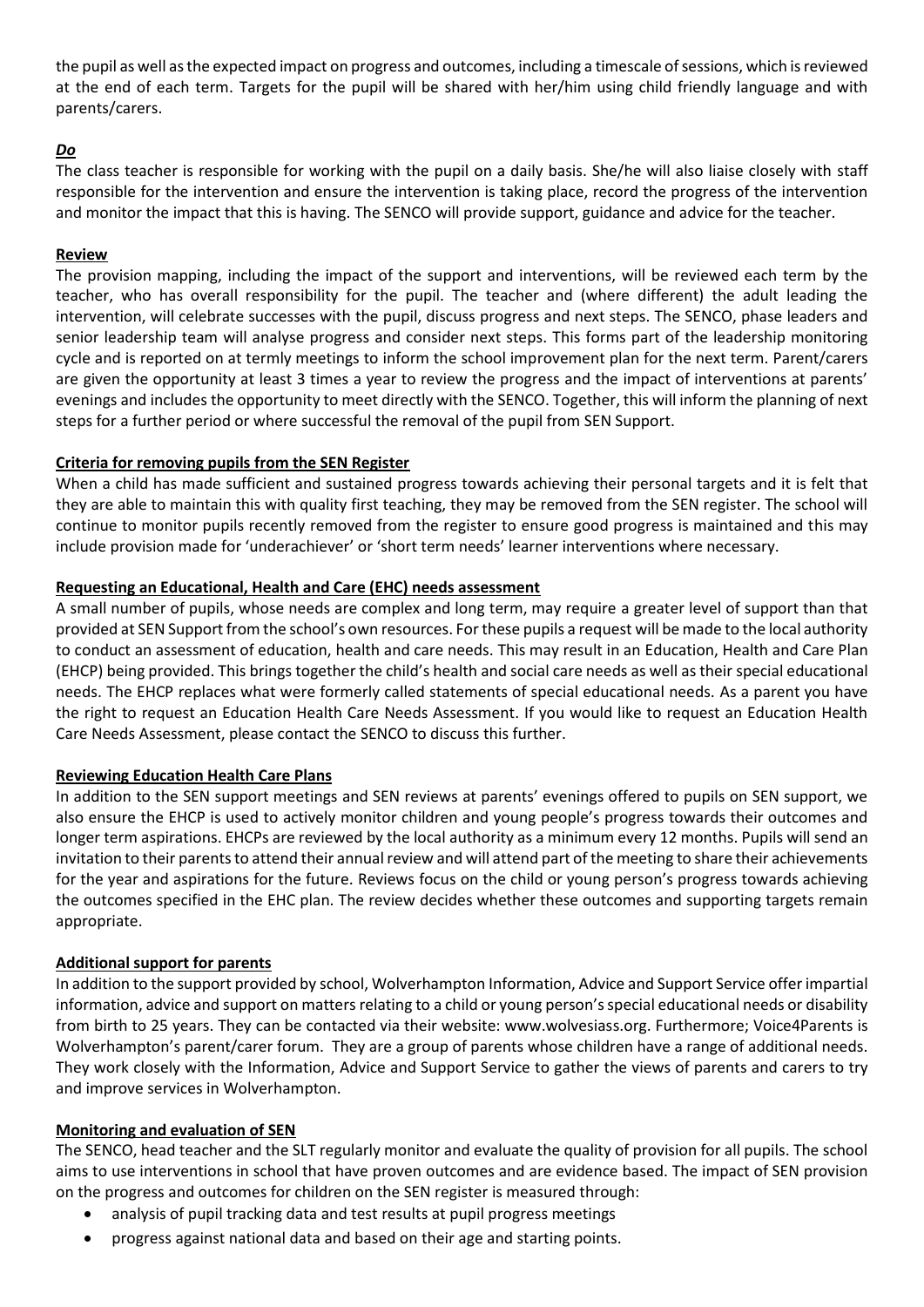the pupil as well as the expected impact on progress and outcomes, including a timescale of sessions, which is reviewed at the end of each term. Targets for the pupil will be shared with her/him using child friendly language and with parents/carers.

***Do***

The class teacher is responsible for working with the pupil on a daily basis. She/he will also liaise closely with staff responsible for the intervention and ensure the intervention is taking place, record the progress of the intervention and monitor the impact that this is having. The SENCO will provide support, guidance and advice for the teacher.

**Review**

The provision mapping, including the impact of the support and interventions, will be reviewed each term by the teacher, who has overall responsibility for the pupil. The teacher and (where different) the adult leading the intervention, will celebrate successes with the pupil, discuss progress and next steps. The SENCO, phase leaders and senior leadership team will analyse progress and consider next steps. This forms part of the leadership monitoring cycle and is reported on at termly meetings to inform the school improvement plan for the next term. Parent/carers are given the opportunity at least 3 times a year to review the progress and the impact of interventions at parents' evenings and includes the opportunity to meet directly with the SENCO. Together, this will inform the planning of next steps for a further period or where successful the removal of the pupil from SEN Support.

**Criteria for removing pupils from the SEN Register**

When a child has made sufficient and sustained progress towards achieving their personal targets and it is felt that they are able to maintain this with quality first teaching, they may be removed from the SEN register. The school will continue to monitor pupils recently removed from the register to ensure good progress is maintained and this may include provision made for 'underachiever' or 'short term needs' learner interventions where necessary.

**Requesting an Educational, Health and Care (EHC) needs assessment**

A small number of pupils, whose needs are complex and long term, may require a greater level of support than that provided at SEN Support from the school's own resources. For these pupils a request will be made to the local authority to conduct an assessment of education, health and care needs. This may result in an Education, Health and Care Plan (EHCP) being provided. This brings together the child's health and social care needs as well as their special educational needs. The EHCP replaces what were formerly called statements of special educational needs. As a parent you have the right to request an Education Health Care Needs Assessment. If you would like to request an Education Health Care Needs Assessment, please contact the SENCO to discuss this further.

**Reviewing Education Health Care Plans**

In addition to the SEN support meetings and SEN reviews at parents' evenings offered to pupils on SEN support, we also ensure the EHCP is used to actively monitor children and young people's progress towards their outcomes and longer term aspirations. EHCPs are reviewed by the local authority as a minimum every 12 months. Pupils will send an invitation to their parents to attend their annual review and will attend part of the meeting to share their achievements for the year and aspirations for the future. Reviews focus on the child or young person's progress towards achieving the outcomes specified in the EHC plan. The review decides whether these outcomes and supporting targets remain appropriate.

**Additional support for parents**

In addition to the support provided by school, Wolverhampton Information, Advice and Support Service offer impartial information, advice and support on matters relating to a child or young person's special educational needs or disability from birth to 25 years. They can be contacted via their website: www.wolvesiass.org. Furthermore; Voice4Parents is Wolverhampton's parent/carer forum. They are a group of parents whose children have a range of additional needs. They work closely with the Information, Advice and Support Service to gather the views of parents and carers to try and improve services in Wolverhampton.

**Monitoring and evaluation of SEN**

The SENCO, head teacher and the SLT regularly monitor and evaluate the quality of provision for all pupils. The school aims to use interventions in school that have proven outcomes and are evidence based. The impact of SEN provision on the progress and outcomes for children on the SEN register is measured through:

- analysis of pupil tracking data and test results at pupil progress meetings
- progress against national data and based on their age and starting points.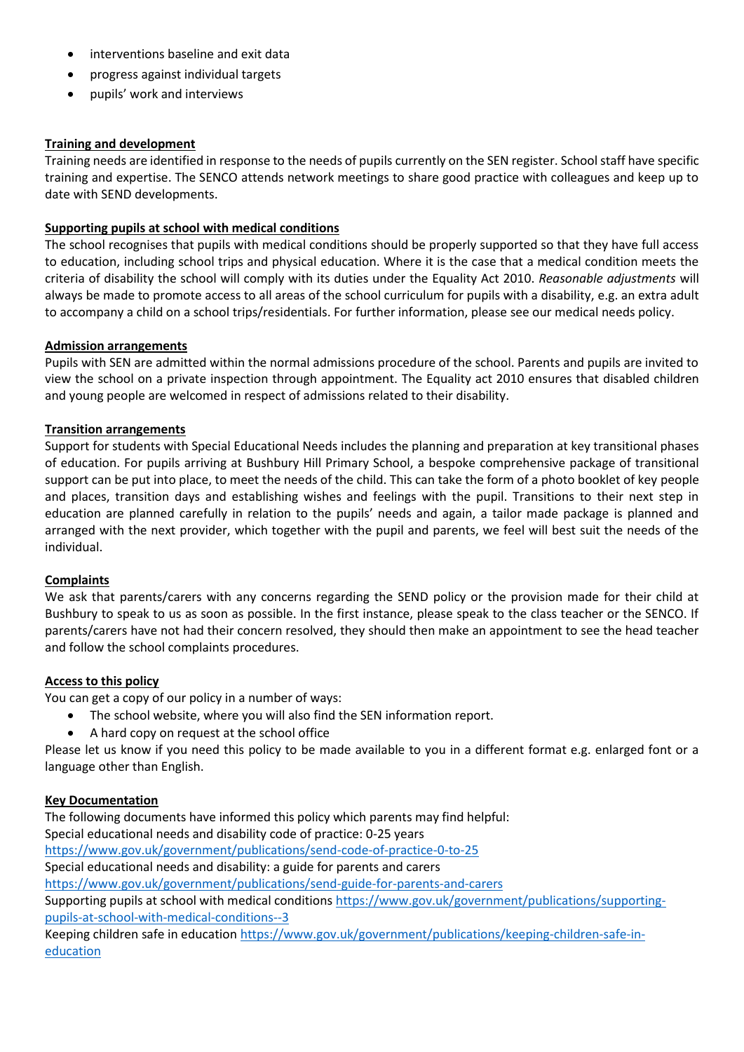- interventions baseline and exit data
- progress against individual targets
- pupils' work and interviews

**Training and development**

Training needs are identified in response to the needs of pupils currently on the SEN register. School staff have specific training and expertise. The SENCO attends network meetings to share good practice with colleagues and keep up to date with SEND developments.

**Supporting pupils at school with medical conditions**

The school recognises that pupils with medical conditions should be properly supported so that they have full access to education, including school trips and physical education. Where it is the case that a medical condition meets the criteria of disability the school will comply with its duties under the Equality Act 2010. *Reasonable adjustments* will always be made to promote access to all areas of the school curriculum for pupils with a disability, e.g. an extra adult to accompany a child on a school trips/residentials. For further information, please see our medical needs policy.

**Admission arrangements**

Pupils with SEN are admitted within the normal admissions procedure of the school. Parents and pupils are invited to view the school on a private inspection through appointment. The Equality act 2010 ensures that disabled children and young people are welcomed in respect of admissions related to their disability.

**Transition arrangements**

Support for students with Special Educational Needs includes the planning and preparation at key transitional phases of education. For pupils arriving at Bushbury Hill Primary School, a bespoke comprehensive package of transitional support can be put into place, to meet the needs of the child. This can take the form of a photo booklet of key people and places, transition days and establishing wishes and feelings with the pupil. Transitions to their next step in education are planned carefully in relation to the pupils' needs and again, a tailor made package is planned and arranged with the next provider, which together with the pupil and parents, we feel will best suit the needs of the individual.

**Complaints**

We ask that parents/carers with any concerns regarding the SEND policy or the provision made for their child at Bushbury to speak to us as soon as possible. In the first instance, please speak to the class teacher or the SENCO. If parents/carers have not had their concern resolved, they should then make an appointment to see the head teacher and follow the school complaints procedures.

**Access to this policy**

You can get a copy of our policy in a number of ways:

- The school website, where you will also find the SEN information report.
- A hard copy on request at the school office

Please let us know if you need this policy to be made available to you in a different format e.g. enlarged font or a language other than English.

**Key Documentation**

The following documents have informed this policy which parents may find helpful:
Special educational needs and disability code of practice: 0-25 years
https://www.gov.uk/government/publications/send-code-of-practice-0-to-25
Special educational needs and disability: a guide for parents and carers
https://www.gov.uk/government/publications/send-guide-for-parents-and-carers
Supporting pupils at school with medical conditions https://www.gov.uk/government/publications/supporting-pupils-at-school-with-medical-conditions--3
Keeping children safe in education https://www.gov.uk/government/publications/keeping-children-safe-in-education